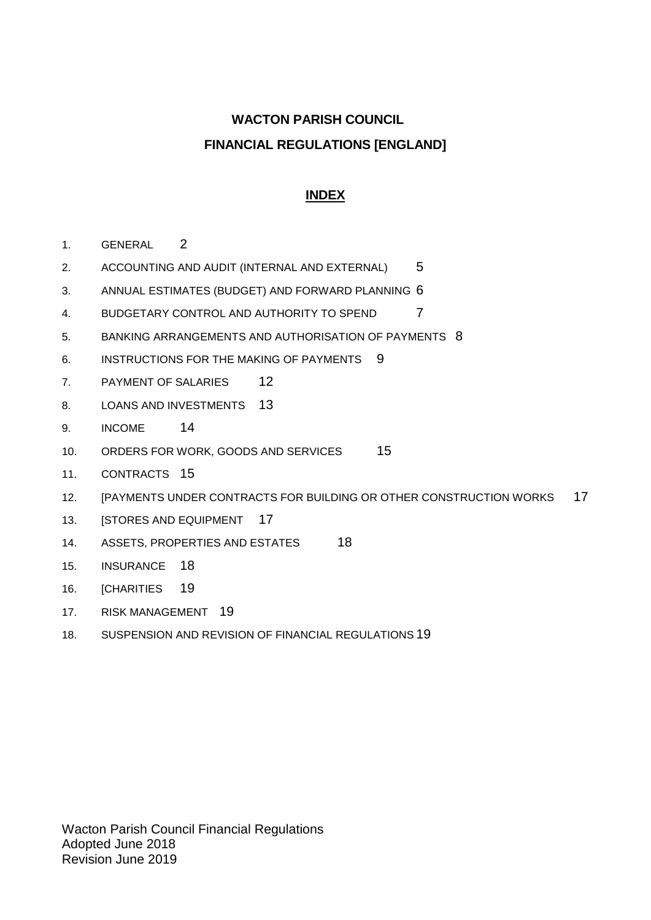# WACTON PARISH COUNCIL

## FINANCIAL REGULATIONS [ENGLAND]

### INDEX

1. GENERAL 2
2. ACCOUNTING AND AUDIT (INTERNAL AND EXTERNAL) 5
3. ANNUAL ESTIMATES (BUDGET) AND FORWARD PLANNING 6
4. BUDGETARY CONTROL AND AUTHORITY TO SPEND 7
5. BANKING ARRANGEMENTS AND AUTHORISATION OF PAYMENTS 8
6. INSTRUCTIONS FOR THE MAKING OF PAYMENTS 9
7. PAYMENT OF SALARIES 12
8. LOANS AND INVESTMENTS 13
9. INCOME 14
10. ORDERS FOR WORK, GOODS AND SERVICES 15
11. CONTRACTS 15
12. [PAYMENTS UNDER CONTRACTS FOR BUILDING OR OTHER CONSTRUCTION WORKS 17
13. [STORES AND EQUIPMENT 17
14. ASSETS, PROPERTIES AND ESTATES 18
15. INSURANCE 18
16. [CHARITIES 19
17. RISK MANAGEMENT 19
18. SUSPENSION AND REVISION OF FINANCIAL REGULATIONS 19

Wacton Parish Council Financial Regulations
Adopted June 2018
Revision June 2019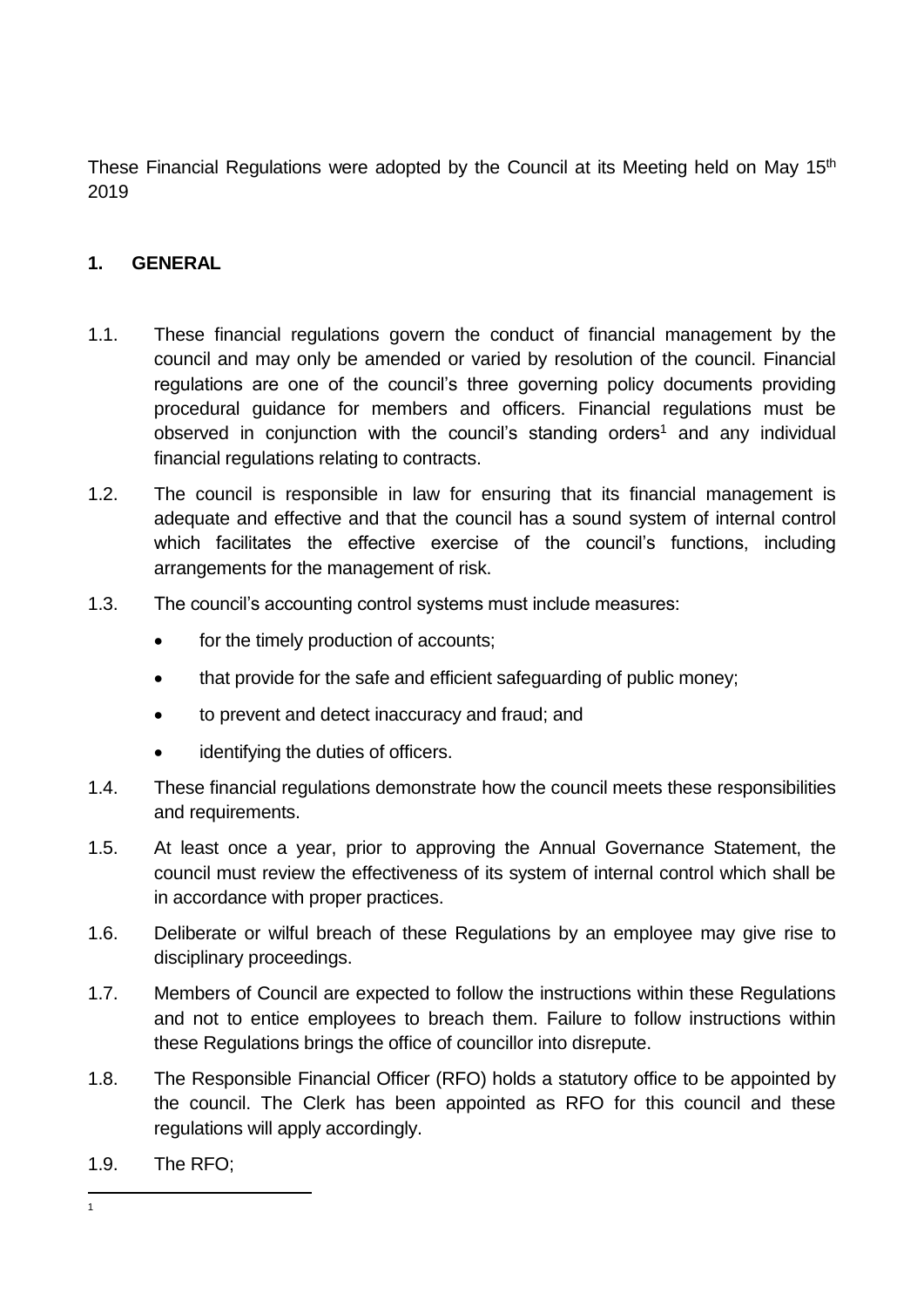These Financial Regulations were adopted by the Council at its Meeting held on May 15th 2019

## 1. GENERAL

1.1. These financial regulations govern the conduct of financial management by the council and may only be amended or varied by resolution of the council. Financial regulations are one of the council's three governing policy documents providing procedural guidance for members and officers. Financial regulations must be observed in conjunction with the council's standing orders[1] and any individual financial regulations relating to contracts.

1.2. The council is responsible in law for ensuring that its financial management is adequate and effective and that the council has a sound system of internal control which facilitates the effective exercise of the council's functions, including arrangements for the management of risk.

1.3. The council's accounting control systems must include measures:

- for the timely production of accounts;
- that provide for the safe and efficient safeguarding of public money;
- to prevent and detect inaccuracy and fraud; and
- identifying the duties of officers.

1.4. These financial regulations demonstrate how the council meets these responsibilities and requirements.

1.5. At least once a year, prior to approving the Annual Governance Statement, the council must review the effectiveness of its system of internal control which shall be in accordance with proper practices.

1.6. Deliberate or wilful breach of these Regulations by an employee may give rise to disciplinary proceedings.

1.7. Members of Council are expected to follow the instructions within these Regulations and not to entice employees to breach them. Failure to follow instructions within these Regulations brings the office of councillor into disrepute.

1.8. The Responsible Financial Officer (RFO) holds a statutory office to be appointed by the council. The Clerk has been appointed as RFO for this council and these regulations will apply accordingly.

1.9. The RFO;

---

[1]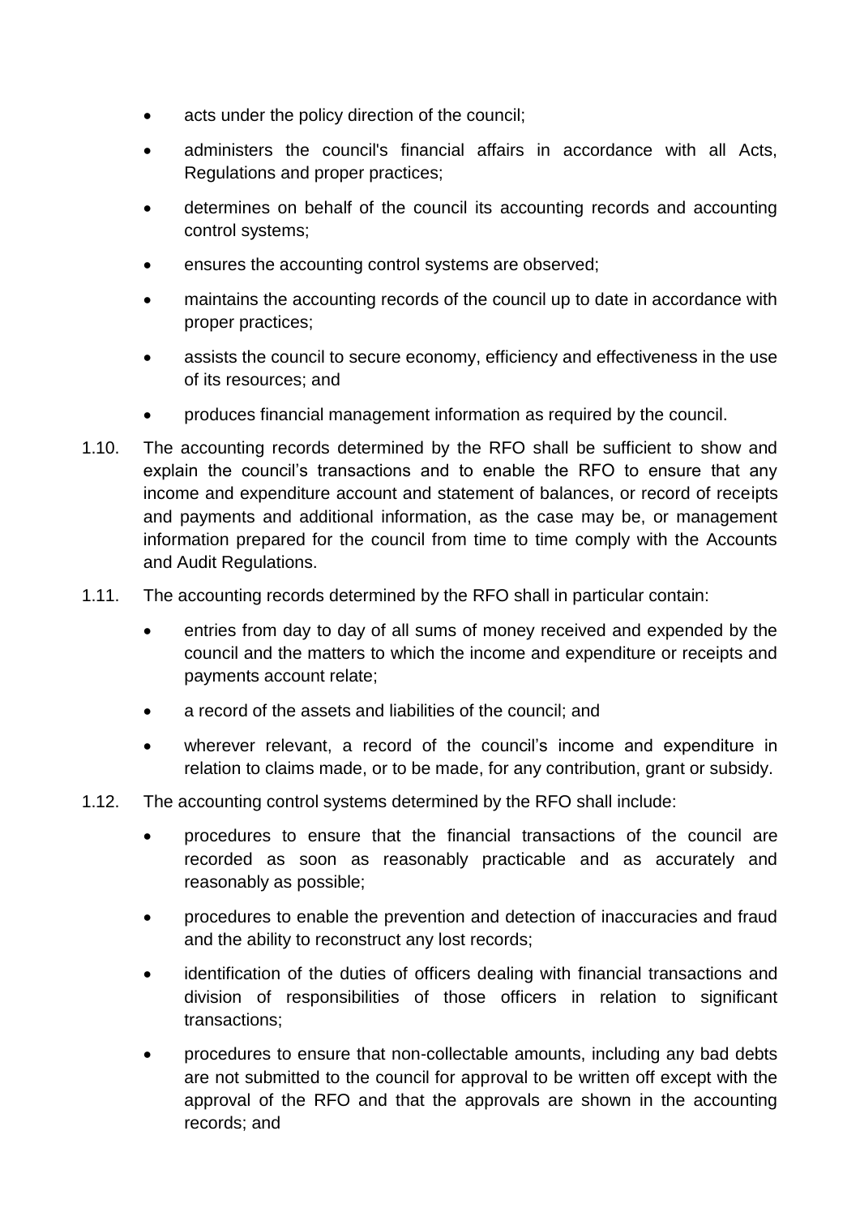- acts under the policy direction of the council;
- administers the council's financial affairs in accordance with all Acts, Regulations and proper practices;
- determines on behalf of the council its accounting records and accounting control systems;
- ensures the accounting control systems are observed;
- maintains the accounting records of the council up to date in accordance with proper practices;
- assists the council to secure economy, efficiency and effectiveness in the use of its resources; and
- produces financial management information as required by the council.

1.10. The accounting records determined by the RFO shall be sufficient to show and explain the council's transactions and to enable the RFO to ensure that any income and expenditure account and statement of balances, or record of receipts and payments and additional information, as the case may be, or management information prepared for the council from time to time comply with the Accounts and Audit Regulations.

1.11. The accounting records determined by the RFO shall in particular contain:

- entries from day to day of all sums of money received and expended by the council and the matters to which the income and expenditure or receipts and payments account relate;
- a record of the assets and liabilities of the council; and
- wherever relevant, a record of the council's income and expenditure in relation to claims made, or to be made, for any contribution, grant or subsidy.

1.12. The accounting control systems determined by the RFO shall include:

- procedures to ensure that the financial transactions of the council are recorded as soon as reasonably practicable and as accurately and reasonably as possible;
- procedures to enable the prevention and detection of inaccuracies and fraud and the ability to reconstruct any lost records;
- identification of the duties of officers dealing with financial transactions and division of responsibilities of those officers in relation to significant transactions;
- procedures to ensure that non-collectable amounts, including any bad debts are not submitted to the council for approval to be written off except with the approval of the RFO and that the approvals are shown in the accounting records; and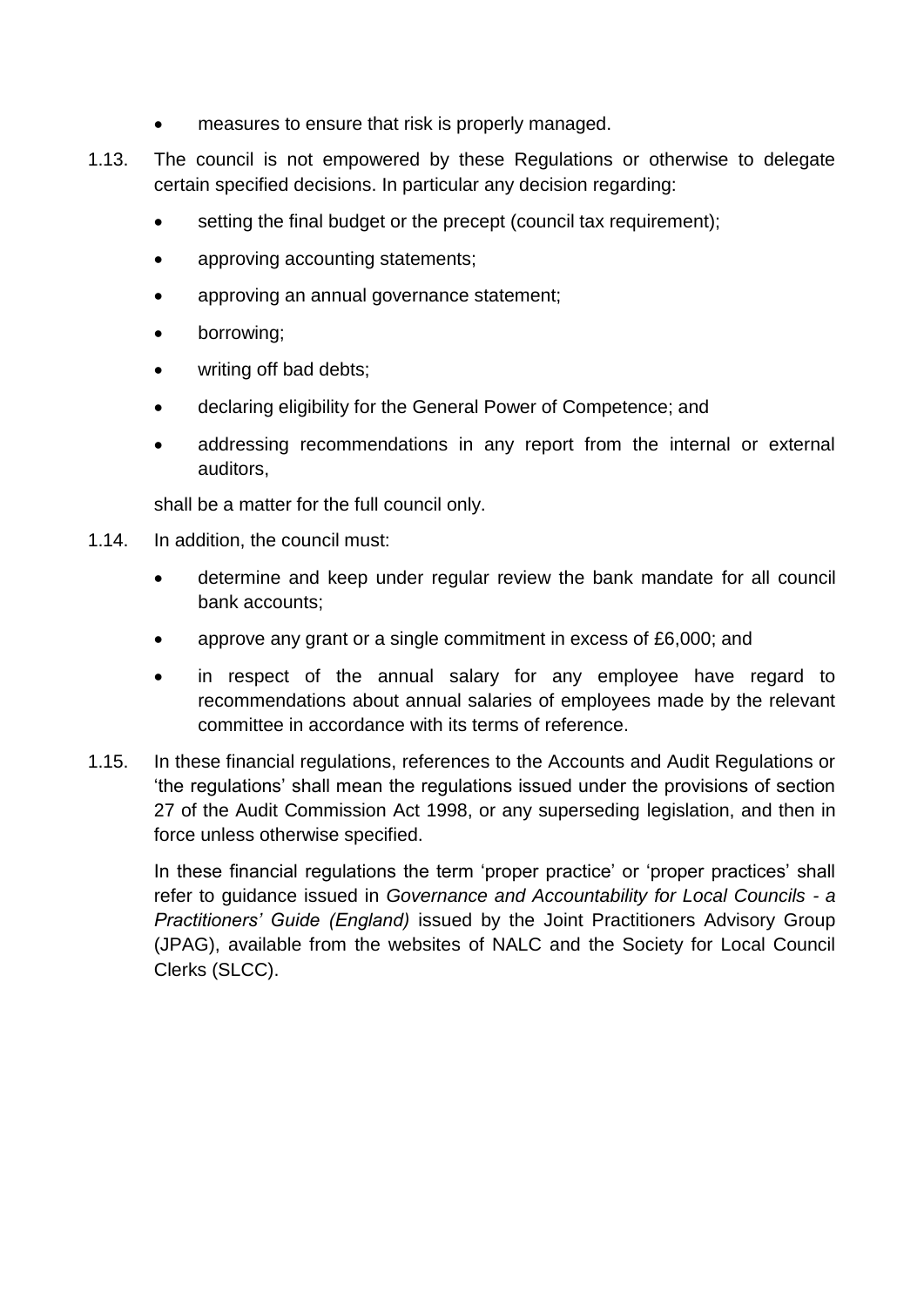- measures to ensure that risk is properly managed.

1.13. The council is not empowered by these Regulations or otherwise to delegate certain specified decisions. In particular any decision regarding:

- setting the final budget or the precept (council tax requirement);
- approving accounting statements;
- approving an annual governance statement;
- borrowing;
- writing off bad debts;
- declaring eligibility for the General Power of Competence; and
- addressing recommendations in any report from the internal or external auditors,

shall be a matter for the full council only.

1.14. In addition, the council must:

- determine and keep under regular review the bank mandate for all council bank accounts;
- approve any grant or a single commitment in excess of £6,000; and
- in respect of the annual salary for any employee have regard to recommendations about annual salaries of employees made by the relevant committee in accordance with its terms of reference.

1.15. In these financial regulations, references to the Accounts and Audit Regulations or 'the regulations' shall mean the regulations issued under the provisions of section 27 of the Audit Commission Act 1998, or any superseding legislation, and then in force unless otherwise specified.

In these financial regulations the term 'proper practice' or 'proper practices' shall refer to guidance issued in *Governance and Accountability for Local Councils - a Practitioners' Guide (England)* issued by the Joint Practitioners Advisory Group (JPAG), available from the websites of NALC and the Society for Local Council Clerks (SLCC).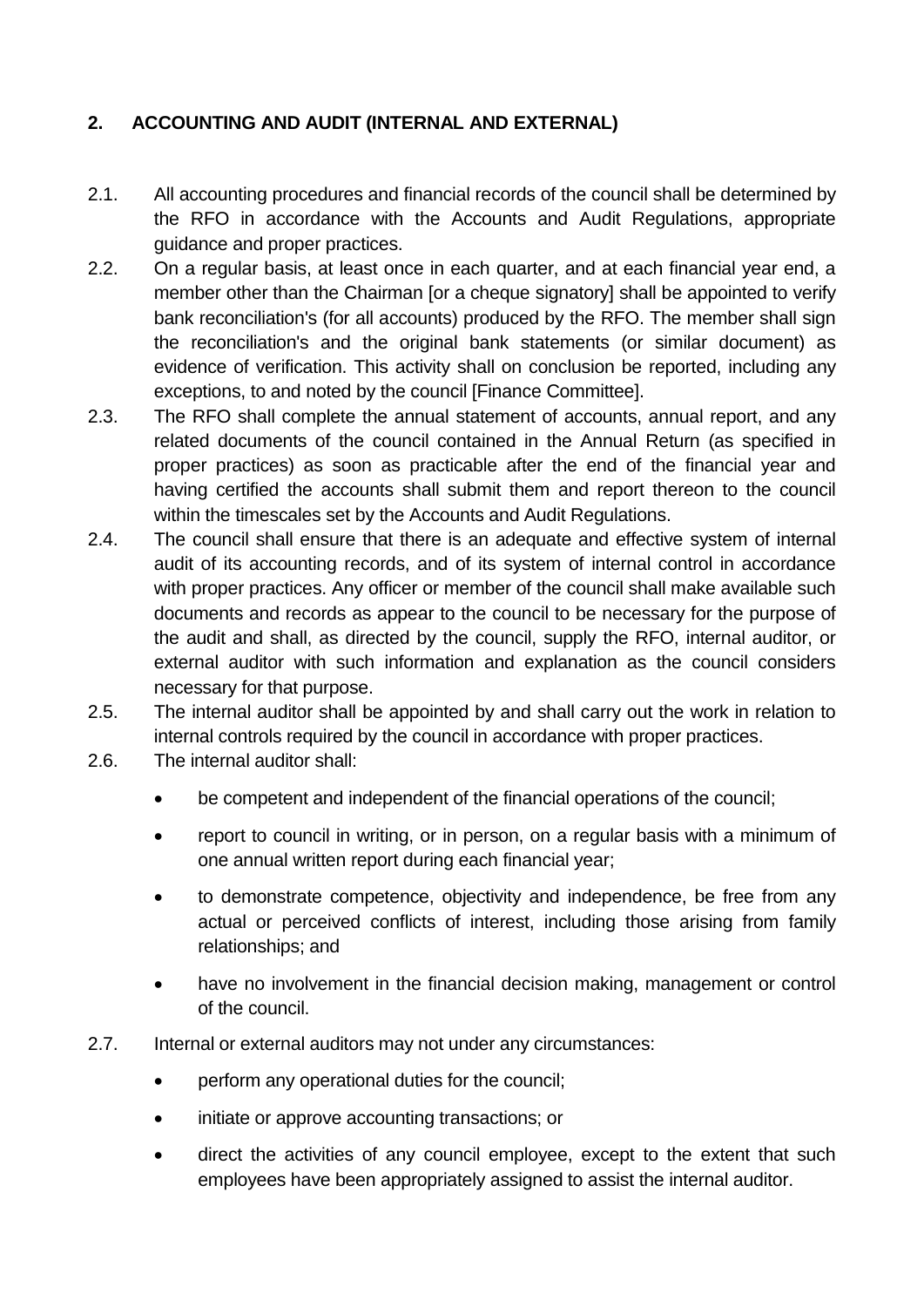## 2. ACCOUNTING AND AUDIT (INTERNAL AND EXTERNAL)

2.1. All accounting procedures and financial records of the council shall be determined by the RFO in accordance with the Accounts and Audit Regulations, appropriate guidance and proper practices.

2.2. On a regular basis, at least once in each quarter, and at each financial year end, a member other than the Chairman [or a cheque signatory] shall be appointed to verify bank reconciliation's (for all accounts) produced by the RFO. The member shall sign the reconciliation's and the original bank statements (or similar document) as evidence of verification. This activity shall on conclusion be reported, including any exceptions, to and noted by the council [Finance Committee].

2.3. The RFO shall complete the annual statement of accounts, annual report, and any related documents of the council contained in the Annual Return (as specified in proper practices) as soon as practicable after the end of the financial year and having certified the accounts shall submit them and report thereon to the council within the timescales set by the Accounts and Audit Regulations.

2.4. The council shall ensure that there is an adequate and effective system of internal audit of its accounting records, and of its system of internal control in accordance with proper practices. Any officer or member of the council shall make available such documents and records as appear to the council to be necessary for the purpose of the audit and shall, as directed by the council, supply the RFO, internal auditor, or external auditor with such information and explanation as the council considers necessary for that purpose.

2.5. The internal auditor shall be appointed by and shall carry out the work in relation to internal controls required by the council in accordance with proper practices.

2.6. The internal auditor shall:

- be competent and independent of the financial operations of the council;
- report to council in writing, or in person, on a regular basis with a minimum of one annual written report during each financial year;
- to demonstrate competence, objectivity and independence, be free from any actual or perceived conflicts of interest, including those arising from family relationships; and
- have no involvement in the financial decision making, management or control of the council.

2.7. Internal or external auditors may not under any circumstances:

- perform any operational duties for the council;
- initiate or approve accounting transactions; or
- direct the activities of any council employee, except to the extent that such employees have been appropriately assigned to assist the internal auditor.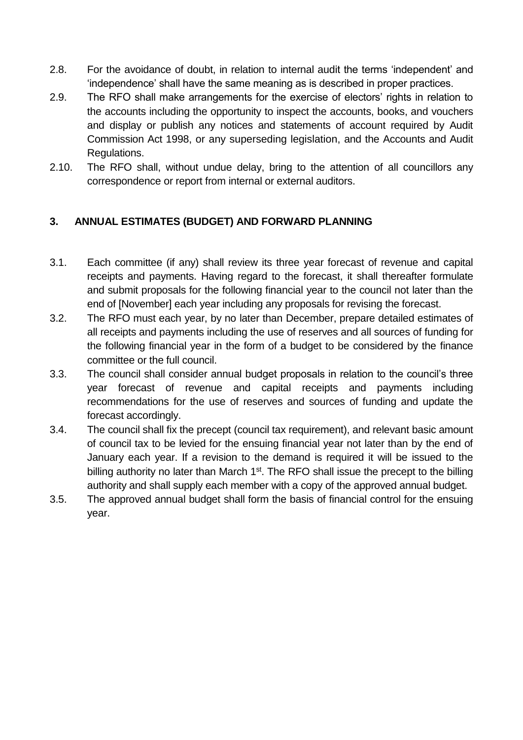2.8. For the avoidance of doubt, in relation to internal audit the terms 'independent' and 'independence' shall have the same meaning as is described in proper practices.

2.9. The RFO shall make arrangements for the exercise of electors' rights in relation to the accounts including the opportunity to inspect the accounts, books, and vouchers and display or publish any notices and statements of account required by Audit Commission Act 1998, or any superseding legislation, and the Accounts and Audit Regulations.

2.10. The RFO shall, without undue delay, bring to the attention of all councillors any correspondence or report from internal or external auditors.

## 3. ANNUAL ESTIMATES (BUDGET) AND FORWARD PLANNING

3.1. Each committee (if any) shall review its three year forecast of revenue and capital receipts and payments. Having regard to the forecast, it shall thereafter formulate and submit proposals for the following financial year to the council not later than the end of [November] each year including any proposals for revising the forecast.

3.2. The RFO must each year, by no later than December, prepare detailed estimates of all receipts and payments including the use of reserves and all sources of funding for the following financial year in the form of a budget to be considered by the finance committee or the full council.

3.3. The council shall consider annual budget proposals in relation to the council's three year forecast of revenue and capital receipts and payments including recommendations for the use of reserves and sources of funding and update the forecast accordingly.

3.4. The council shall fix the precept (council tax requirement), and relevant basic amount of council tax to be levied for the ensuing financial year not later than by the end of January each year. If a revision to the demand is required it will be issued to the billing authority no later than March 1st. The RFO shall issue the precept to the billing authority and shall supply each member with a copy of the approved annual budget.

3.5. The approved annual budget shall form the basis of financial control for the ensuing year.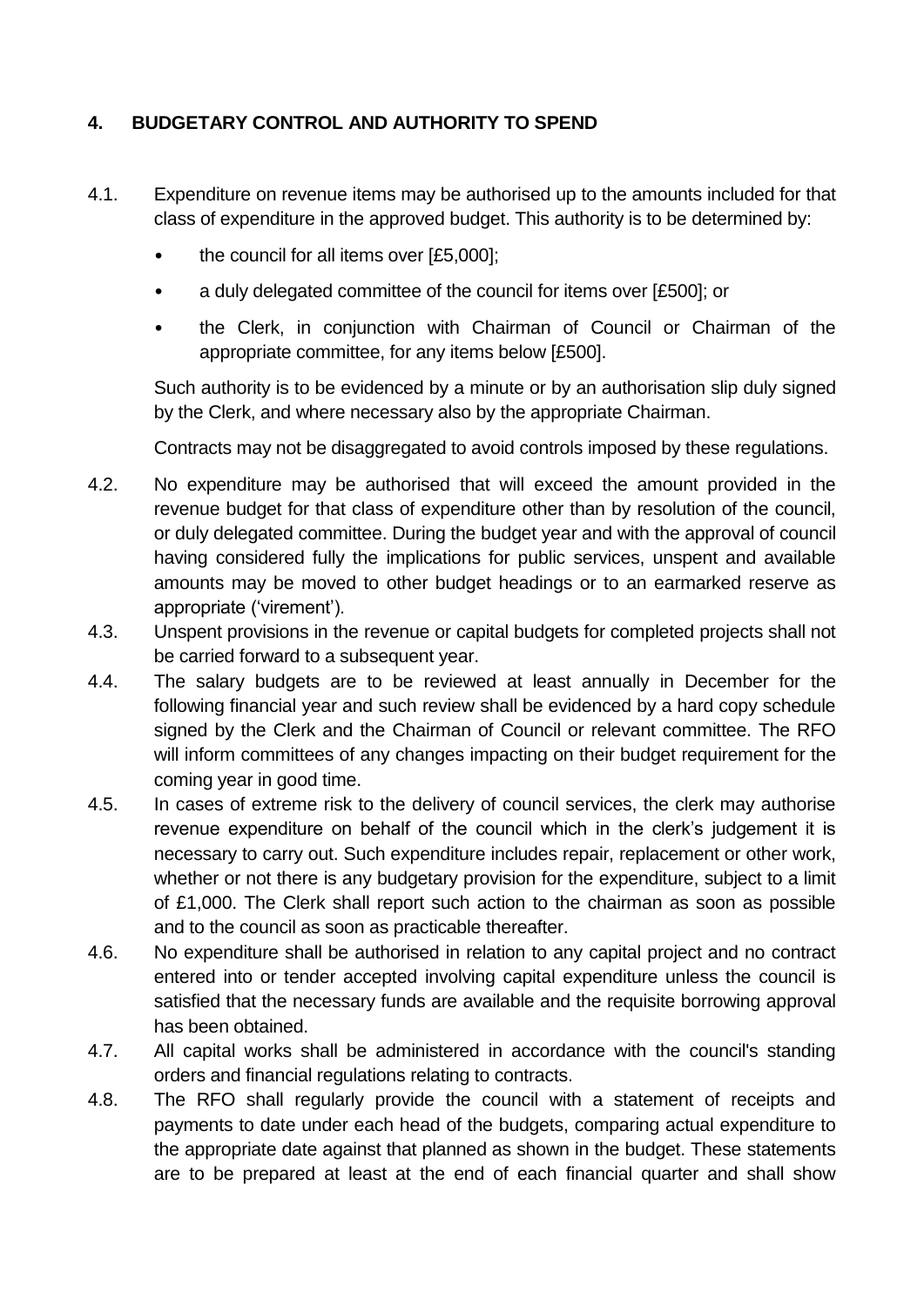## 4. BUDGETARY CONTROL AND AUTHORITY TO SPEND

4.1. Expenditure on revenue items may be authorised up to the amounts included for that class of expenditure in the approved budget. This authority is to be determined by:

- the council for all items over [£5,000];
- a duly delegated committee of the council for items over [£500]; or
- the Clerk, in conjunction with Chairman of Council or Chairman of the appropriate committee, for any items below [£500].

Such authority is to be evidenced by a minute or by an authorisation slip duly signed by the Clerk, and where necessary also by the appropriate Chairman.

Contracts may not be disaggregated to avoid controls imposed by these regulations.

4.2. No expenditure may be authorised that will exceed the amount provided in the revenue budget for that class of expenditure other than by resolution of the council, or duly delegated committee. During the budget year and with the approval of council having considered fully the implications for public services, unspent and available amounts may be moved to other budget headings or to an earmarked reserve as appropriate ('virement').

4.3. Unspent provisions in the revenue or capital budgets for completed projects shall not be carried forward to a subsequent year.

4.4. The salary budgets are to be reviewed at least annually in December for the following financial year and such review shall be evidenced by a hard copy schedule signed by the Clerk and the Chairman of Council or relevant committee. The RFO will inform committees of any changes impacting on their budget requirement for the coming year in good time.

4.5. In cases of extreme risk to the delivery of council services, the clerk may authorise revenue expenditure on behalf of the council which in the clerk's judgement it is necessary to carry out. Such expenditure includes repair, replacement or other work, whether or not there is any budgetary provision for the expenditure, subject to a limit of £1,000. The Clerk shall report such action to the chairman as soon as possible and to the council as soon as practicable thereafter.

4.6. No expenditure shall be authorised in relation to any capital project and no contract entered into or tender accepted involving capital expenditure unless the council is satisfied that the necessary funds are available and the requisite borrowing approval has been obtained.

4.7. All capital works shall be administered in accordance with the council's standing orders and financial regulations relating to contracts.

4.8. The RFO shall regularly provide the council with a statement of receipts and payments to date under each head of the budgets, comparing actual expenditure to the appropriate date against that planned as shown in the budget. These statements are to be prepared at least at the end of each financial quarter and shall show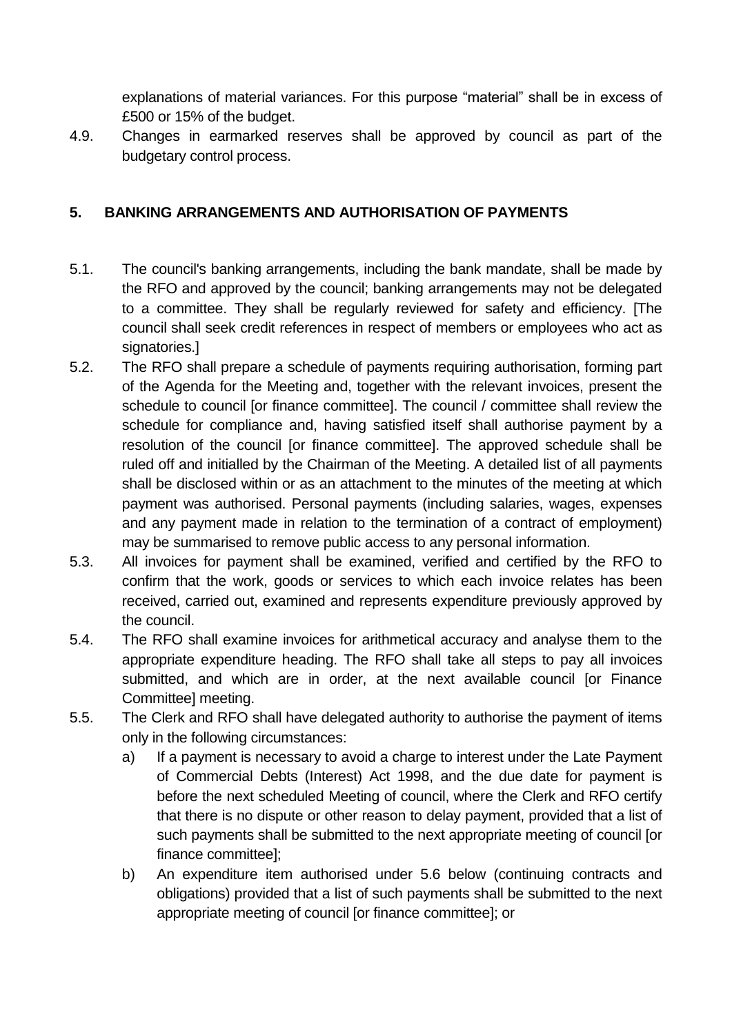explanations of material variances. For this purpose "material" shall be in excess of £500 or 15% of the budget.

4.9. Changes in earmarked reserves shall be approved by council as part of the budgetary control process.

## 5. BANKING ARRANGEMENTS AND AUTHORISATION OF PAYMENTS

5.1. The council's banking arrangements, including the bank mandate, shall be made by the RFO and approved by the council; banking arrangements may not be delegated to a committee. They shall be regularly reviewed for safety and efficiency. [The council shall seek credit references in respect of members or employees who act as signatories.]

5.2. The RFO shall prepare a schedule of payments requiring authorisation, forming part of the Agenda for the Meeting and, together with the relevant invoices, present the schedule to council [or finance committee]. The council / committee shall review the schedule for compliance and, having satisfied itself shall authorise payment by a resolution of the council [or finance committee]. The approved schedule shall be ruled off and initialled by the Chairman of the Meeting. A detailed list of all payments shall be disclosed within or as an attachment to the minutes of the meeting at which payment was authorised. Personal payments (including salaries, wages, expenses and any payment made in relation to the termination of a contract of employment) may be summarised to remove public access to any personal information.

5.3. All invoices for payment shall be examined, verified and certified by the RFO to confirm that the work, goods or services to which each invoice relates has been received, carried out, examined and represents expenditure previously approved by the council.

5.4. The RFO shall examine invoices for arithmetical accuracy and analyse them to the appropriate expenditure heading. The RFO shall take all steps to pay all invoices submitted, and which are in order, at the next available council [or Finance Committee] meeting.

5.5. The Clerk and RFO shall have delegated authority to authorise the payment of items only in the following circumstances:

a) If a payment is necessary to avoid a charge to interest under the Late Payment of Commercial Debts (Interest) Act 1998, and the due date for payment is before the next scheduled Meeting of council, where the Clerk and RFO certify that there is no dispute or other reason to delay payment, provided that a list of such payments shall be submitted to the next appropriate meeting of council [or finance committee];

b) An expenditure item authorised under 5.6 below (continuing contracts and obligations) provided that a list of such payments shall be submitted to the next appropriate meeting of council [or finance committee]; or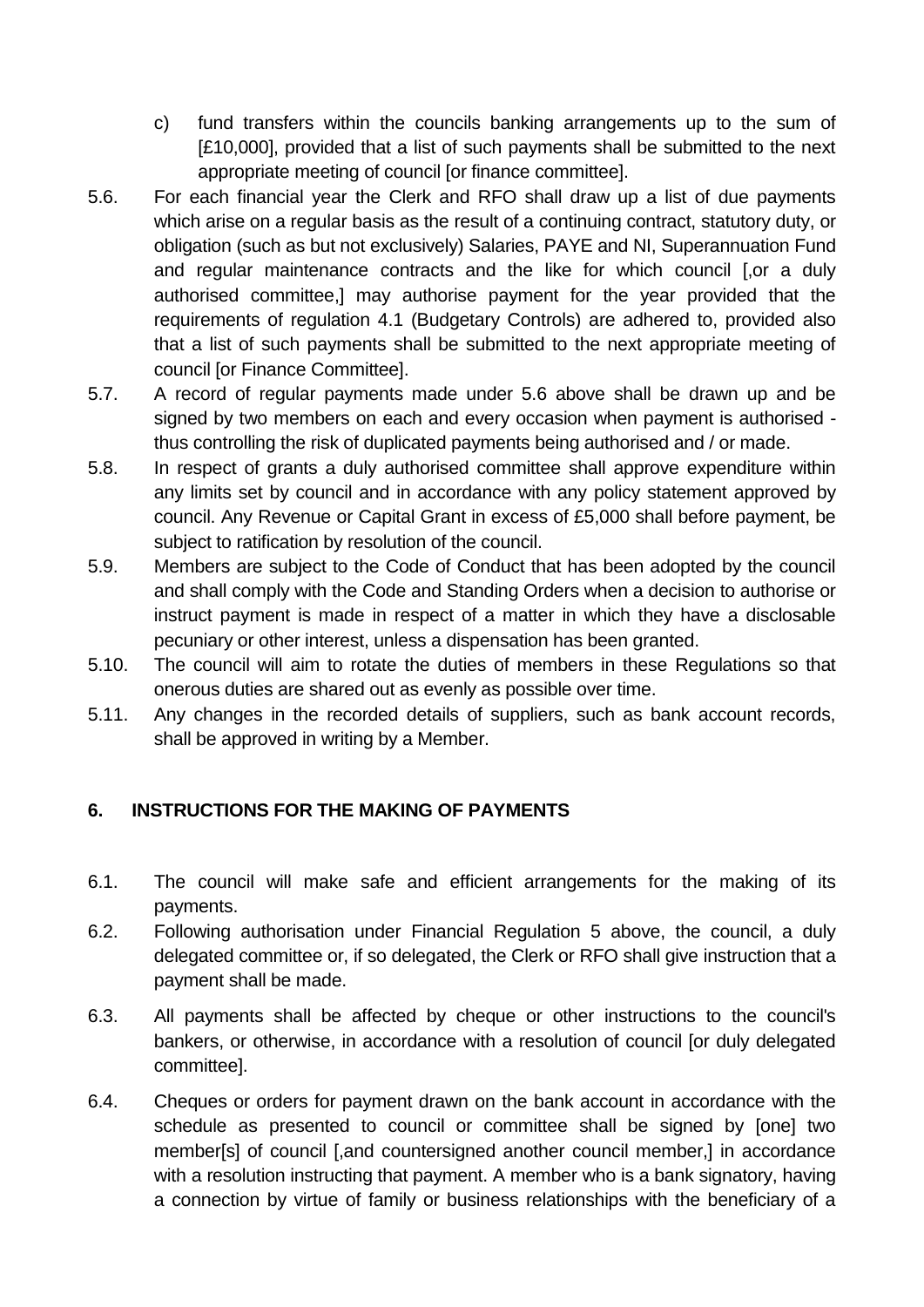c) fund transfers within the councils banking arrangements up to the sum of [£10,000], provided that a list of such payments shall be submitted to the next appropriate meeting of council [or finance committee].

5.6. For each financial year the Clerk and RFO shall draw up a list of due payments which arise on a regular basis as the result of a continuing contract, statutory duty, or obligation (such as but not exclusively) Salaries, PAYE and NI, Superannuation Fund and regular maintenance contracts and the like for which council [,or a duly authorised committee,] may authorise payment for the year provided that the requirements of regulation 4.1 (Budgetary Controls) are adhered to, provided also that a list of such payments shall be submitted to the next appropriate meeting of council [or Finance Committee].

5.7. A record of regular payments made under 5.6 above shall be drawn up and be signed by two members on each and every occasion when payment is authorised - thus controlling the risk of duplicated payments being authorised and / or made.

5.8. In respect of grants a duly authorised committee shall approve expenditure within any limits set by council and in accordance with any policy statement approved by council. Any Revenue or Capital Grant in excess of £5,000 shall before payment, be subject to ratification by resolution of the council.

5.9. Members are subject to the Code of Conduct that has been adopted by the council and shall comply with the Code and Standing Orders when a decision to authorise or instruct payment is made in respect of a matter in which they have a disclosable pecuniary or other interest, unless a dispensation has been granted.

5.10. The council will aim to rotate the duties of members in these Regulations so that onerous duties are shared out as evenly as possible over time.

5.11. Any changes in the recorded details of suppliers, such as bank account records, shall be approved in writing by a Member.

## 6. INSTRUCTIONS FOR THE MAKING OF PAYMENTS

6.1. The council will make safe and efficient arrangements for the making of its payments.

6.2. Following authorisation under Financial Regulation 5 above, the council, a duly delegated committee or, if so delegated, the Clerk or RFO shall give instruction that a payment shall be made.

6.3. All payments shall be affected by cheque or other instructions to the council's bankers, or otherwise, in accordance with a resolution of council [or duly delegated committee].

6.4. Cheques or orders for payment drawn on the bank account in accordance with the schedule as presented to council or committee shall be signed by [one] two member[s] of council [,and countersigned another council member,] in accordance with a resolution instructing that payment. A member who is a bank signatory, having a connection by virtue of family or business relationships with the beneficiary of a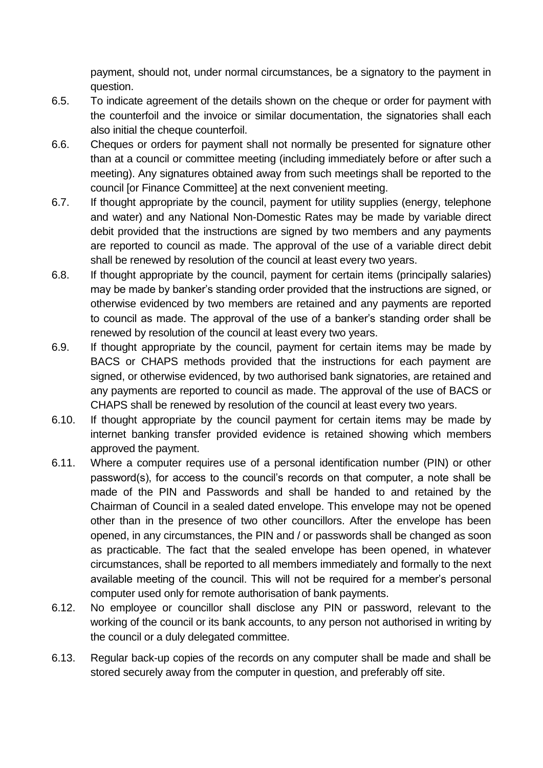payment, should not, under normal circumstances, be a signatory to the payment in question.

6.5. To indicate agreement of the details shown on the cheque or order for payment with the counterfoil and the invoice or similar documentation, the signatories shall each also initial the cheque counterfoil.

6.6. Cheques or orders for payment shall not normally be presented for signature other than at a council or committee meeting (including immediately before or after such a meeting). Any signatures obtained away from such meetings shall be reported to the council [or Finance Committee] at the next convenient meeting.

6.7. If thought appropriate by the council, payment for utility supplies (energy, telephone and water) and any National Non-Domestic Rates may be made by variable direct debit provided that the instructions are signed by two members and any payments are reported to council as made. The approval of the use of a variable direct debit shall be renewed by resolution of the council at least every two years.

6.8. If thought appropriate by the council, payment for certain items (principally salaries) may be made by banker's standing order provided that the instructions are signed, or otherwise evidenced by two members are retained and any payments are reported to council as made. The approval of the use of a banker's standing order shall be renewed by resolution of the council at least every two years.

6.9. If thought appropriate by the council, payment for certain items may be made by BACS or CHAPS methods provided that the instructions for each payment are signed, or otherwise evidenced, by two authorised bank signatories, are retained and any payments are reported to council as made. The approval of the use of BACS or CHAPS shall be renewed by resolution of the council at least every two years.

6.10. If thought appropriate by the council payment for certain items may be made by internet banking transfer provided evidence is retained showing which members approved the payment.

6.11. Where a computer requires use of a personal identification number (PIN) or other password(s), for access to the council's records on that computer, a note shall be made of the PIN and Passwords and shall be handed to and retained by the Chairman of Council in a sealed dated envelope. This envelope may not be opened other than in the presence of two other councillors. After the envelope has been opened, in any circumstances, the PIN and / or passwords shall be changed as soon as practicable. The fact that the sealed envelope has been opened, in whatever circumstances, shall be reported to all members immediately and formally to the next available meeting of the council. This will not be required for a member's personal computer used only for remote authorisation of bank payments.

6.12. No employee or councillor shall disclose any PIN or password, relevant to the working of the council or its bank accounts, to any person not authorised in writing by the council or a duly delegated committee.

6.13. Regular back-up copies of the records on any computer shall be made and shall be stored securely away from the computer in question, and preferably off site.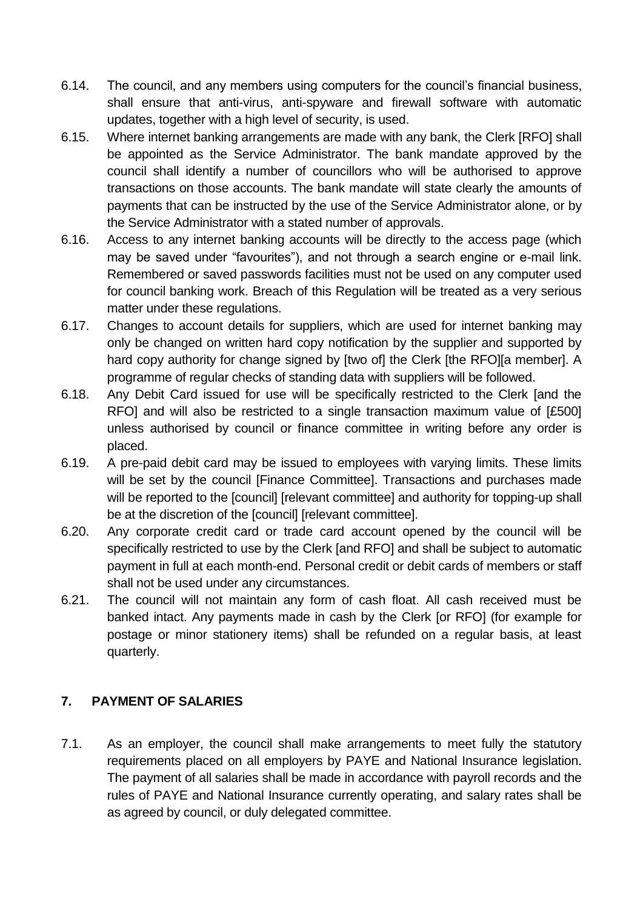6.14. The council, and any members using computers for the council's financial business, shall ensure that anti-virus, anti-spyware and firewall software with automatic updates, together with a high level of security, is used.

6.15. Where internet banking arrangements are made with any bank, the Clerk [RFO] shall be appointed as the Service Administrator. The bank mandate approved by the council shall identify a number of councillors who will be authorised to approve transactions on those accounts. The bank mandate will state clearly the amounts of payments that can be instructed by the use of the Service Administrator alone, or by the Service Administrator with a stated number of approvals.

6.16. Access to any internet banking accounts will be directly to the access page (which may be saved under "favourites"), and not through a search engine or e-mail link. Remembered or saved passwords facilities must not be used on any computer used for council banking work. Breach of this Regulation will be treated as a very serious matter under these regulations.

6.17. Changes to account details for suppliers, which are used for internet banking may only be changed on written hard copy notification by the supplier and supported by hard copy authority for change signed by [two of] the Clerk [the RFO][a member]. A programme of regular checks of standing data with suppliers will be followed.

6.18. Any Debit Card issued for use will be specifically restricted to the Clerk [and the RFO] and will also be restricted to a single transaction maximum value of [£500] unless authorised by council or finance committee in writing before any order is placed.

6.19. A pre-paid debit card may be issued to employees with varying limits. These limits will be set by the council [Finance Committee]. Transactions and purchases made will be reported to the [council] [relevant committee] and authority for topping-up shall be at the discretion of the [council] [relevant committee].

6.20. Any corporate credit card or trade card account opened by the council will be specifically restricted to use by the Clerk [and RFO] and shall be subject to automatic payment in full at each month-end. Personal credit or debit cards of members or staff shall not be used under any circumstances.

6.21. The council will not maintain any form of cash float. All cash received must be banked intact. Any payments made in cash by the Clerk [or RFO] (for example for postage or minor stationery items) shall be refunded on a regular basis, at least quarterly.

## 7. PAYMENT OF SALARIES

7.1. As an employer, the council shall make arrangements to meet fully the statutory requirements placed on all employers by PAYE and National Insurance legislation. The payment of all salaries shall be made in accordance with payroll records and the rules of PAYE and National Insurance currently operating, and salary rates shall be as agreed by council, or duly delegated committee.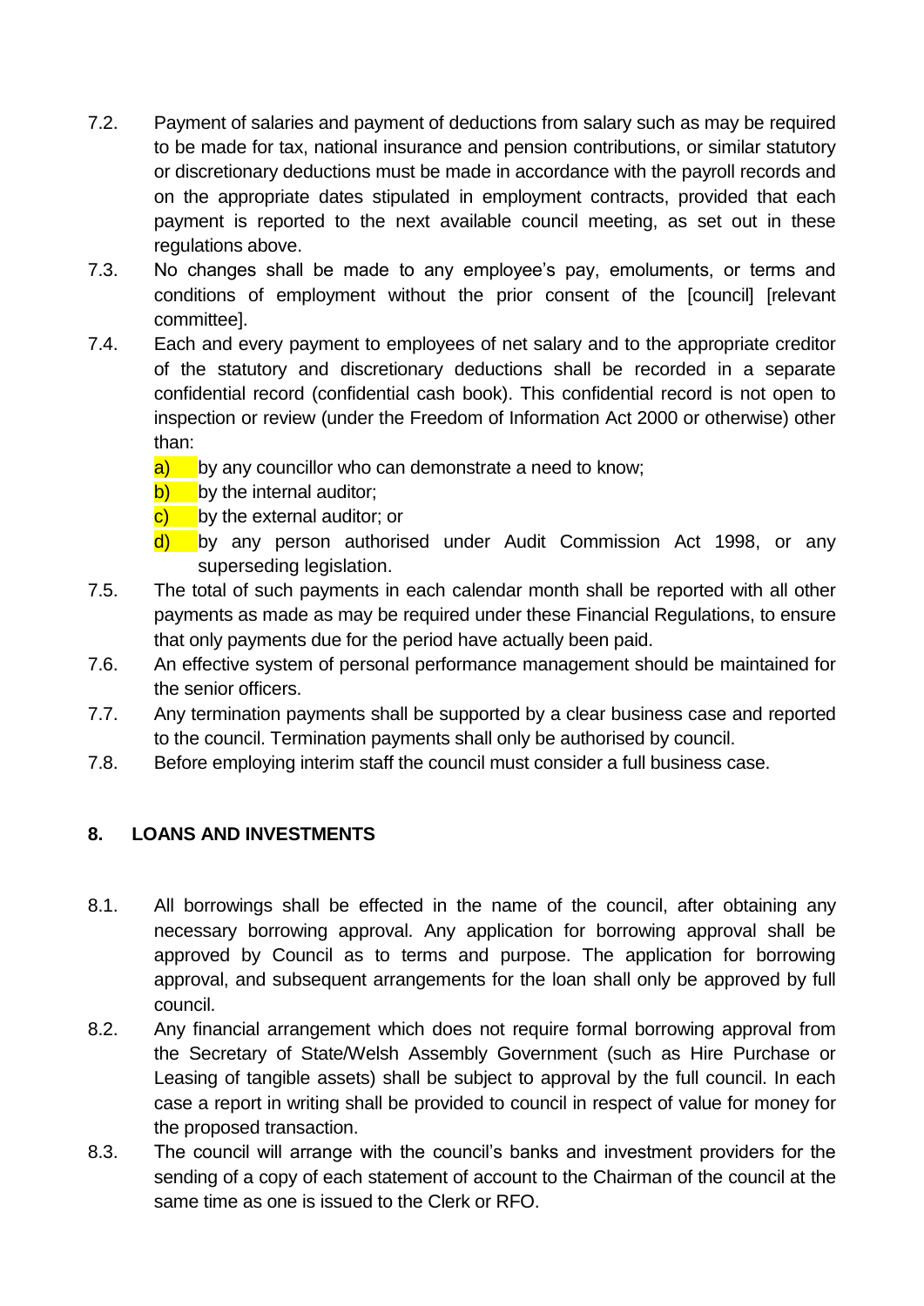7.2. Payment of salaries and payment of deductions from salary such as may be required to be made for tax, national insurance and pension contributions, or similar statutory or discretionary deductions must be made in accordance with the payroll records and on the appropriate dates stipulated in employment contracts, provided that each payment is reported to the next available council meeting, as set out in these regulations above.

7.3. No changes shall be made to any employee's pay, emoluments, or terms and conditions of employment without the prior consent of the [council] [relevant committee].

7.4. Each and every payment to employees of net salary and to the appropriate creditor of the statutory and discretionary deductions shall be recorded in a separate confidential record (confidential cash book). This confidential record is not open to inspection or review (under the Freedom of Information Act 2000 or otherwise) other than:

   a) by any councillor who can demonstrate a need to know;
   b) by the internal auditor;
   c) by the external auditor; or
   d) by any person authorised under Audit Commission Act 1998, or any superseding legislation.

7.5. The total of such payments in each calendar month shall be reported with all other payments as made as may be required under these Financial Regulations, to ensure that only payments due for the period have actually been paid.

7.6. An effective system of personal performance management should be maintained for the senior officers.

7.7. Any termination payments shall be supported by a clear business case and reported to the council. Termination payments shall only be authorised by council.

7.8. Before employing interim staff the council must consider a full business case.

## 8. LOANS AND INVESTMENTS

8.1. All borrowings shall be effected in the name of the council, after obtaining any necessary borrowing approval. Any application for borrowing approval shall be approved by Council as to terms and purpose. The application for borrowing approval, and subsequent arrangements for the loan shall only be approved by full council.

8.2. Any financial arrangement which does not require formal borrowing approval from the Secretary of State/Welsh Assembly Government (such as Hire Purchase or Leasing of tangible assets) shall be subject to approval by the full council. In each case a report in writing shall be provided to council in respect of value for money for the proposed transaction.

8.3. The council will arrange with the council's banks and investment providers for the sending of a copy of each statement of account to the Chairman of the council at the same time as one is issued to the Clerk or RFO.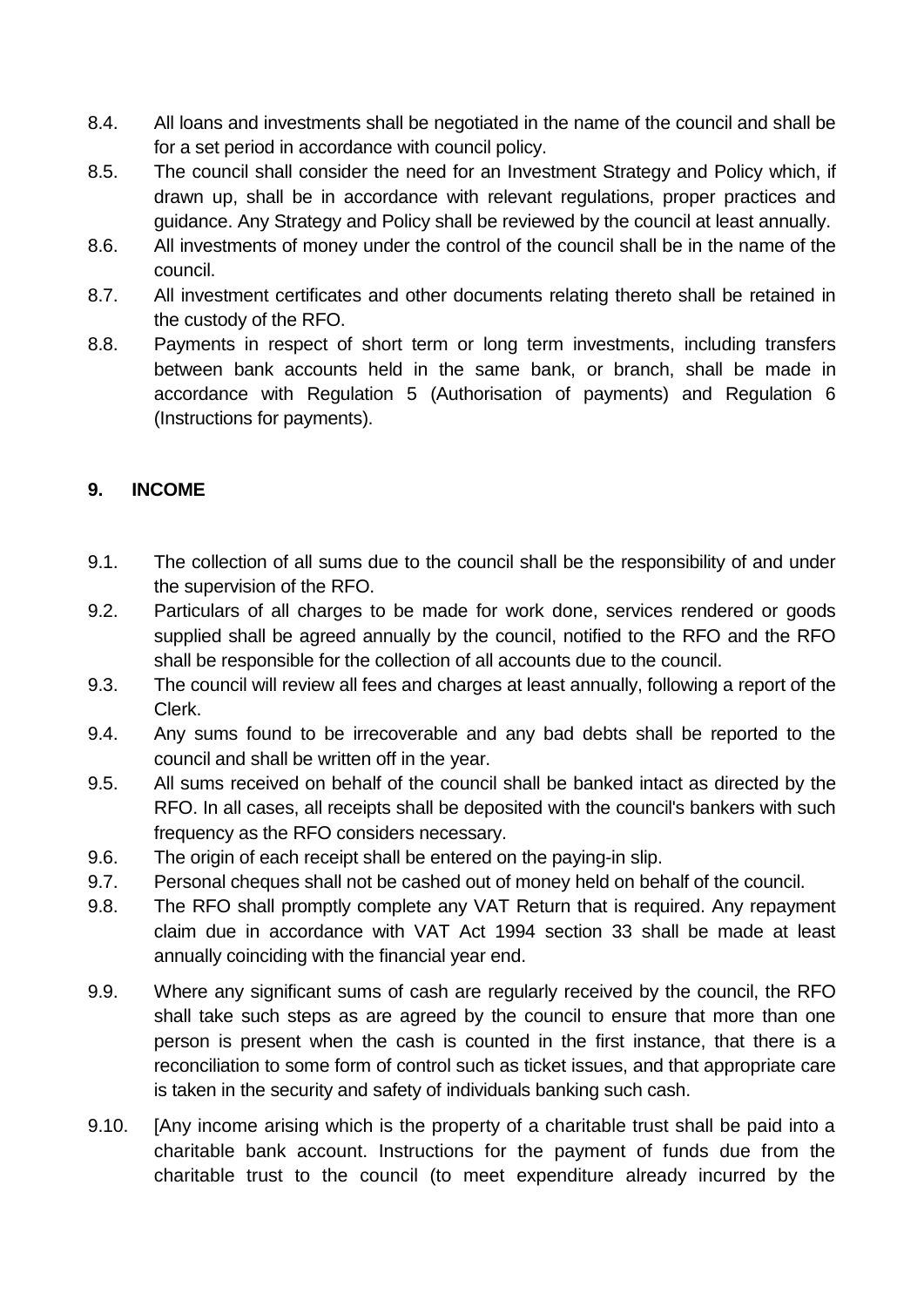8.4. All loans and investments shall be negotiated in the name of the council and shall be for a set period in accordance with council policy.

8.5. The council shall consider the need for an Investment Strategy and Policy which, if drawn up, shall be in accordance with relevant regulations, proper practices and guidance. Any Strategy and Policy shall be reviewed by the council at least annually.

8.6. All investments of money under the control of the council shall be in the name of the council.

8.7. All investment certificates and other documents relating thereto shall be retained in the custody of the RFO.

8.8. Payments in respect of short term or long term investments, including transfers between bank accounts held in the same bank, or branch, shall be made in accordance with Regulation 5 (Authorisation of payments) and Regulation 6 (Instructions for payments).

## 9. INCOME

9.1. The collection of all sums due to the council shall be the responsibility of and under the supervision of the RFO.

9.2. Particulars of all charges to be made for work done, services rendered or goods supplied shall be agreed annually by the council, notified to the RFO and the RFO shall be responsible for the collection of all accounts due to the council.

9.3. The council will review all fees and charges at least annually, following a report of the Clerk.

9.4. Any sums found to be irrecoverable and any bad debts shall be reported to the council and shall be written off in the year.

9.5. All sums received on behalf of the council shall be banked intact as directed by the RFO. In all cases, all receipts shall be deposited with the council's bankers with such frequency as the RFO considers necessary.

9.6. The origin of each receipt shall be entered on the paying-in slip.

9.7. Personal cheques shall not be cashed out of money held on behalf of the council.

9.8. The RFO shall promptly complete any VAT Return that is required. Any repayment claim due in accordance with VAT Act 1994 section 33 shall be made at least annually coinciding with the financial year end.

9.9. Where any significant sums of cash are regularly received by the council, the RFO shall take such steps as are agreed by the council to ensure that more than one person is present when the cash is counted in the first instance, that there is a reconciliation to some form of control such as ticket issues, and that appropriate care is taken in the security and safety of individuals banking such cash.

9.10. [Any income arising which is the property of a charitable trust shall be paid into a charitable bank account. Instructions for the payment of funds due from the charitable trust to the council (to meet expenditure already incurred by the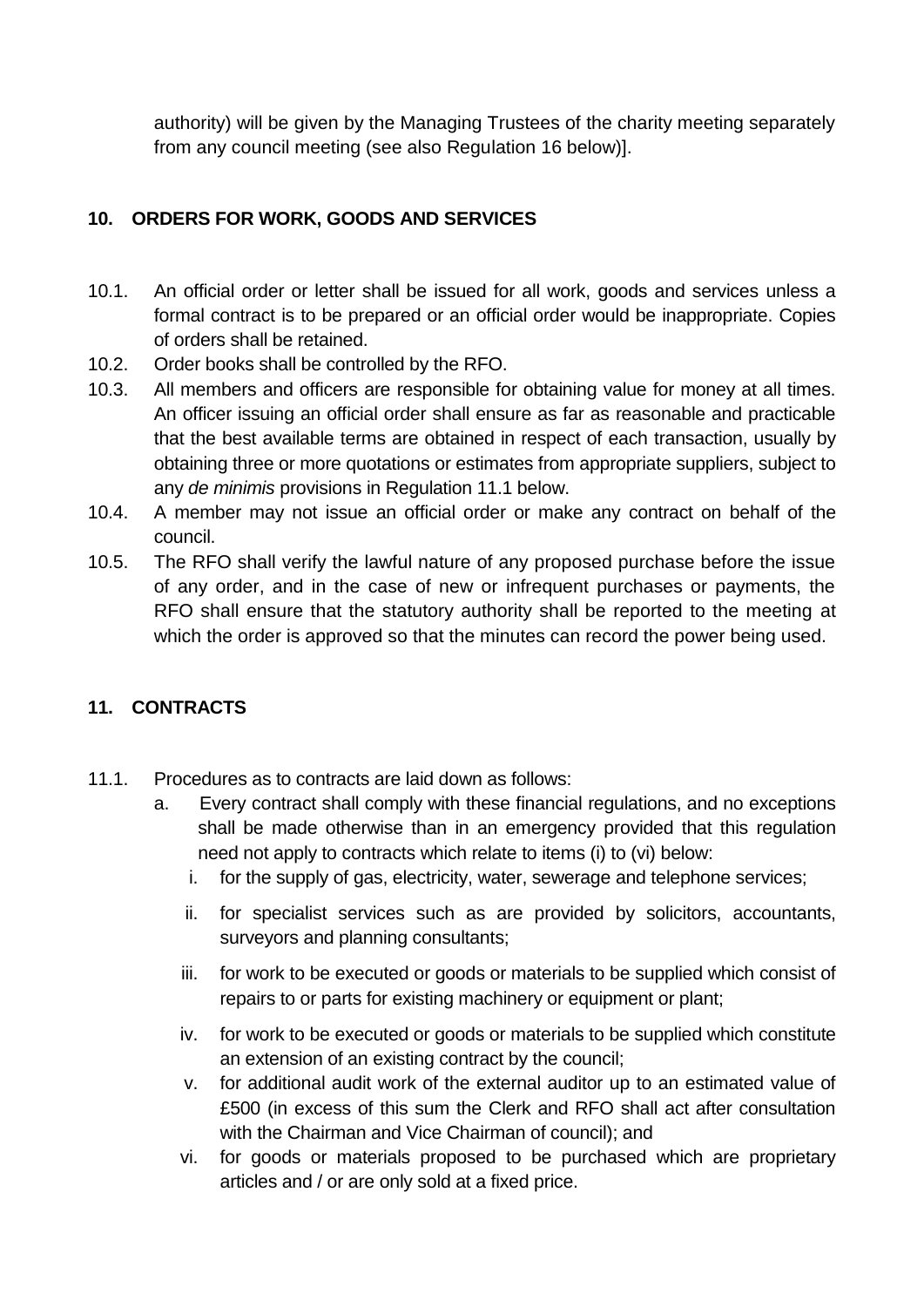authority) will be given by the Managing Trustees of the charity meeting separately from any council meeting (see also Regulation 16 below)].

## 10. ORDERS FOR WORK, GOODS AND SERVICES

10.1. An official order or letter shall be issued for all work, goods and services unless a formal contract is to be prepared or an official order would be inappropriate. Copies of orders shall be retained.

10.2. Order books shall be controlled by the RFO.

10.3. All members and officers are responsible for obtaining value for money at all times. An officer issuing an official order shall ensure as far as reasonable and practicable that the best available terms are obtained in respect of each transaction, usually by obtaining three or more quotations or estimates from appropriate suppliers, subject to any *de minimis* provisions in Regulation 11.1 below.

10.4. A member may not issue an official order or make any contract on behalf of the council.

10.5. The RFO shall verify the lawful nature of any proposed purchase before the issue of any order, and in the case of new or infrequent purchases or payments, the RFO shall ensure that the statutory authority shall be reported to the meeting at which the order is approved so that the minutes can record the power being used.

## 11. CONTRACTS

11.1. Procedures as to contracts are laid down as follows:

a. Every contract shall comply with these financial regulations, and no exceptions shall be made otherwise than in an emergency provided that this regulation need not apply to contracts which relate to items (i) to (vi) below:

   i. for the supply of gas, electricity, water, sewerage and telephone services;

   ii. for specialist services such as are provided by solicitors, accountants, surveyors and planning consultants;

   iii. for work to be executed or goods or materials to be supplied which consist of repairs to or parts for existing machinery or equipment or plant;

   iv. for work to be executed or goods or materials to be supplied which constitute an extension of an existing contract by the council;

   v. for additional audit work of the external auditor up to an estimated value of £500 (in excess of this sum the Clerk and RFO shall act after consultation with the Chairman and Vice Chairman of council); and

   vi. for goods or materials proposed to be purchased which are proprietary articles and / or are only sold at a fixed price.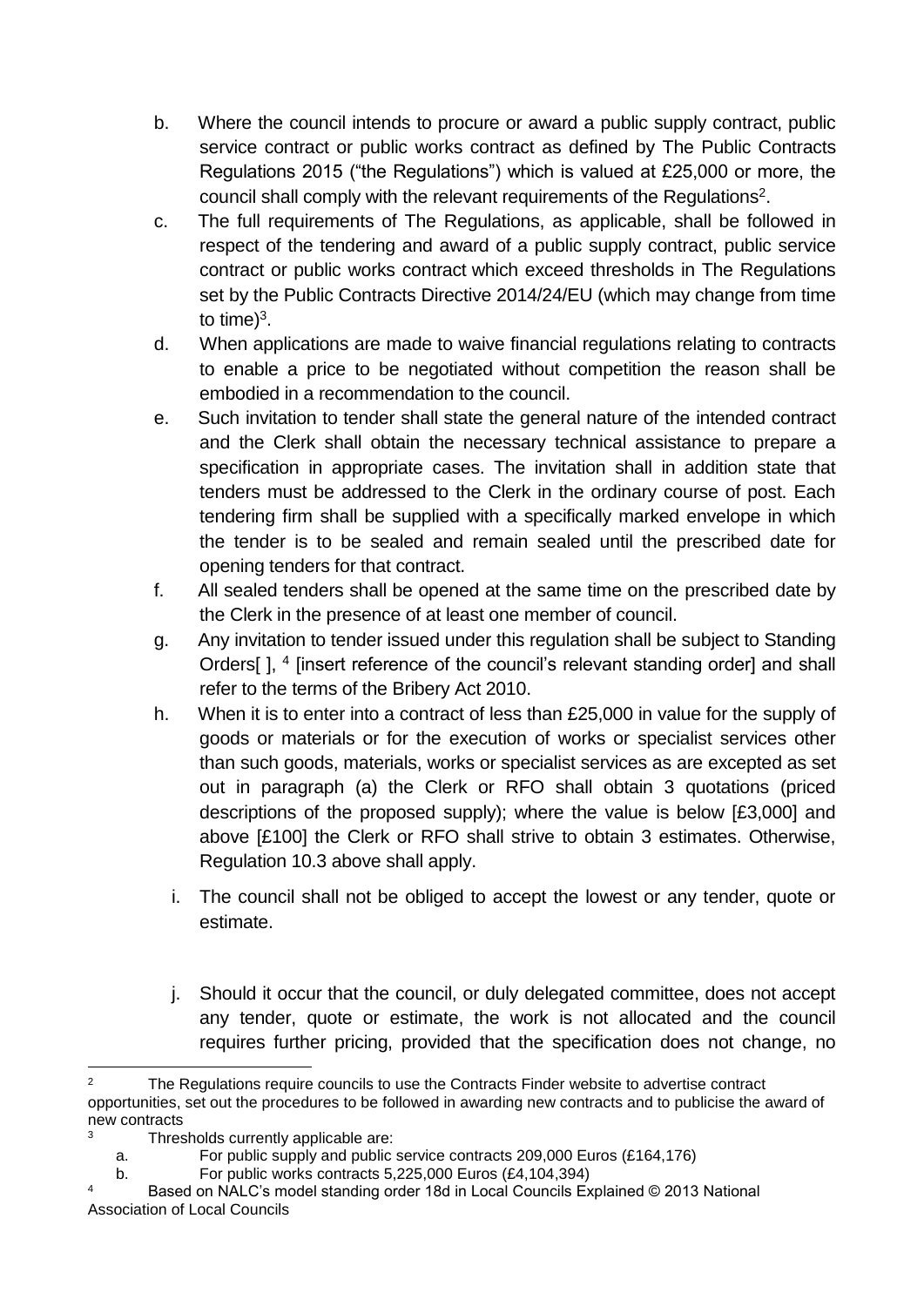b. Where the council intends to procure or award a public supply contract, public service contract or public works contract as defined by The Public Contracts Regulations 2015 ("the Regulations") which is valued at £25,000 or more, the council shall comply with the relevant requirements of the Regulations[2].

c. The full requirements of The Regulations, as applicable, shall be followed in respect of the tendering and award of a public supply contract, public service contract or public works contract which exceed thresholds in The Regulations set by the Public Contracts Directive 2014/24/EU (which may change from time to time)[3].

d. When applications are made to waive financial regulations relating to contracts to enable a price to be negotiated without competition the reason shall be embodied in a recommendation to the council.

e. Such invitation to tender shall state the general nature of the intended contract and the Clerk shall obtain the necessary technical assistance to prepare a specification in appropriate cases. The invitation shall in addition state that tenders must be addressed to the Clerk in the ordinary course of post. Each tendering firm shall be supplied with a specifically marked envelope in which the tender is to be sealed and remain sealed until the prescribed date for opening tenders for that contract.

f. All sealed tenders shall be opened at the same time on the prescribed date by the Clerk in the presence of at least one member of council.

g. Any invitation to tender issued under this regulation shall be subject to Standing Orders[ ], [4] [insert reference of the council's relevant standing order] and shall refer to the terms of the Bribery Act 2010.

h. When it is to enter into a contract of less than £25,000 in value for the supply of goods or materials or for the execution of works or specialist services other than such goods, materials, works or specialist services as are excepted as set out in paragraph (a) the Clerk or RFO shall obtain 3 quotations (priced descriptions of the proposed supply); where the value is below [£3,000] and above [£100] the Clerk or RFO shall strive to obtain 3 estimates. Otherwise, Regulation 10.3 above shall apply.

i. The council shall not be obliged to accept the lowest or any tender, quote or estimate.

j. Should it occur that the council, or duly delegated committee, does not accept any tender, quote or estimate, the work is not allocated and the council requires further pricing, provided that the specification does not change, no

---

[2] The Regulations require councils to use the Contracts Finder website to advertise contract opportunities, set out the procedures to be followed in awarding new contracts and to publicise the award of new contracts

[3] Thresholds currently applicable are:

a. For public supply and public service contracts 209,000 Euros (£164,176)

b. For public works contracts 5,225,000 Euros (£4,104,394)

[4] Based on NALC's model standing order 18d in Local Councils Explained © 2013 National Association of Local Councils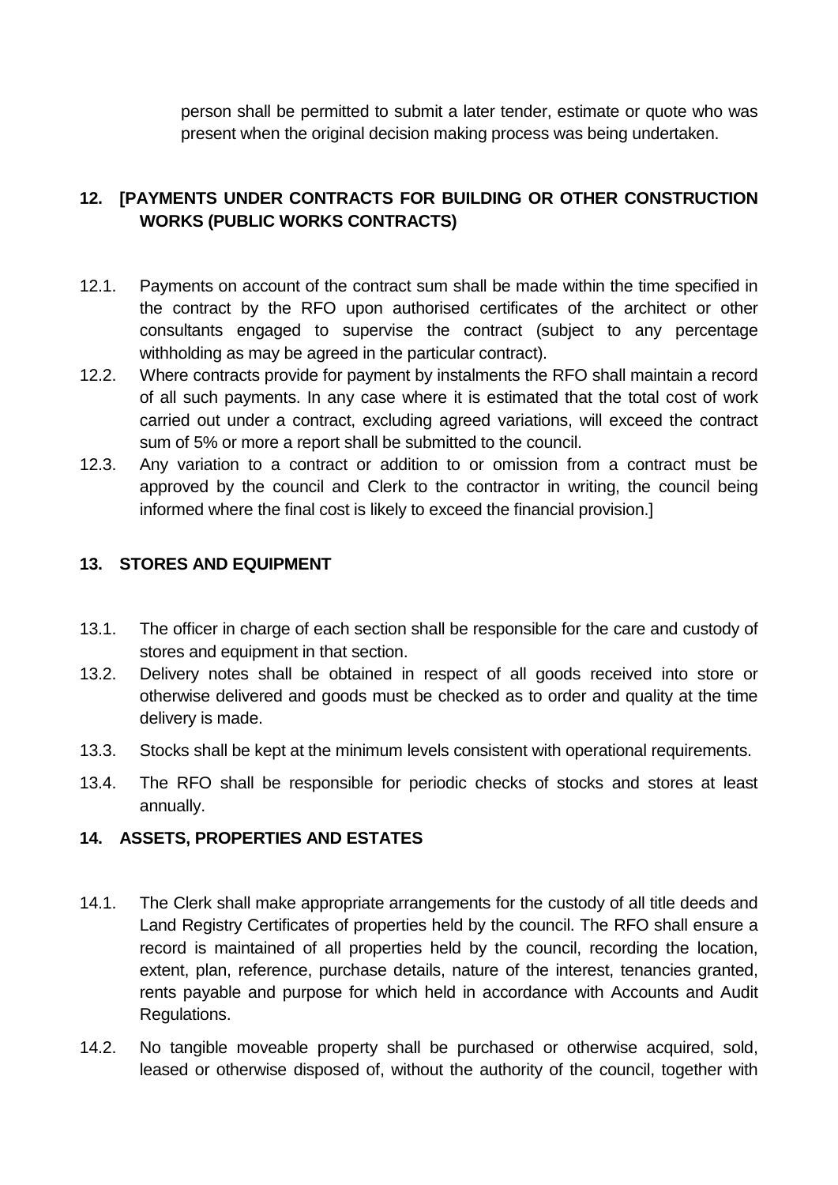person shall be permitted to submit a later tender, estimate or quote who was present when the original decision making process was being undertaken.

## 12. [PAYMENTS UNDER CONTRACTS FOR BUILDING OR OTHER CONSTRUCTION WORKS (PUBLIC WORKS CONTRACTS)

12.1. Payments on account of the contract sum shall be made within the time specified in the contract by the RFO upon authorised certificates of the architect or other consultants engaged to supervise the contract (subject to any percentage withholding as may be agreed in the particular contract).

12.2. Where contracts provide for payment by instalments the RFO shall maintain a record of all such payments. In any case where it is estimated that the total cost of work carried out under a contract, excluding agreed variations, will exceed the contract sum of 5% or more a report shall be submitted to the council.

12.3. Any variation to a contract or addition to or omission from a contract must be approved by the council and Clerk to the contractor in writing, the council being informed where the final cost is likely to exceed the financial provision.]

## 13. STORES AND EQUIPMENT

13.1. The officer in charge of each section shall be responsible for the care and custody of stores and equipment in that section.

13.2. Delivery notes shall be obtained in respect of all goods received into store or otherwise delivered and goods must be checked as to order and quality at the time delivery is made.

13.3. Stocks shall be kept at the minimum levels consistent with operational requirements.

13.4. The RFO shall be responsible for periodic checks of stocks and stores at least annually.

## 14. ASSETS, PROPERTIES AND ESTATES

14.1. The Clerk shall make appropriate arrangements for the custody of all title deeds and Land Registry Certificates of properties held by the council. The RFO shall ensure a record is maintained of all properties held by the council, recording the location, extent, plan, reference, purchase details, nature of the interest, tenancies granted, rents payable and purpose for which held in accordance with Accounts and Audit Regulations.

14.2. No tangible moveable property shall be purchased or otherwise acquired, sold, leased or otherwise disposed of, without the authority of the council, together with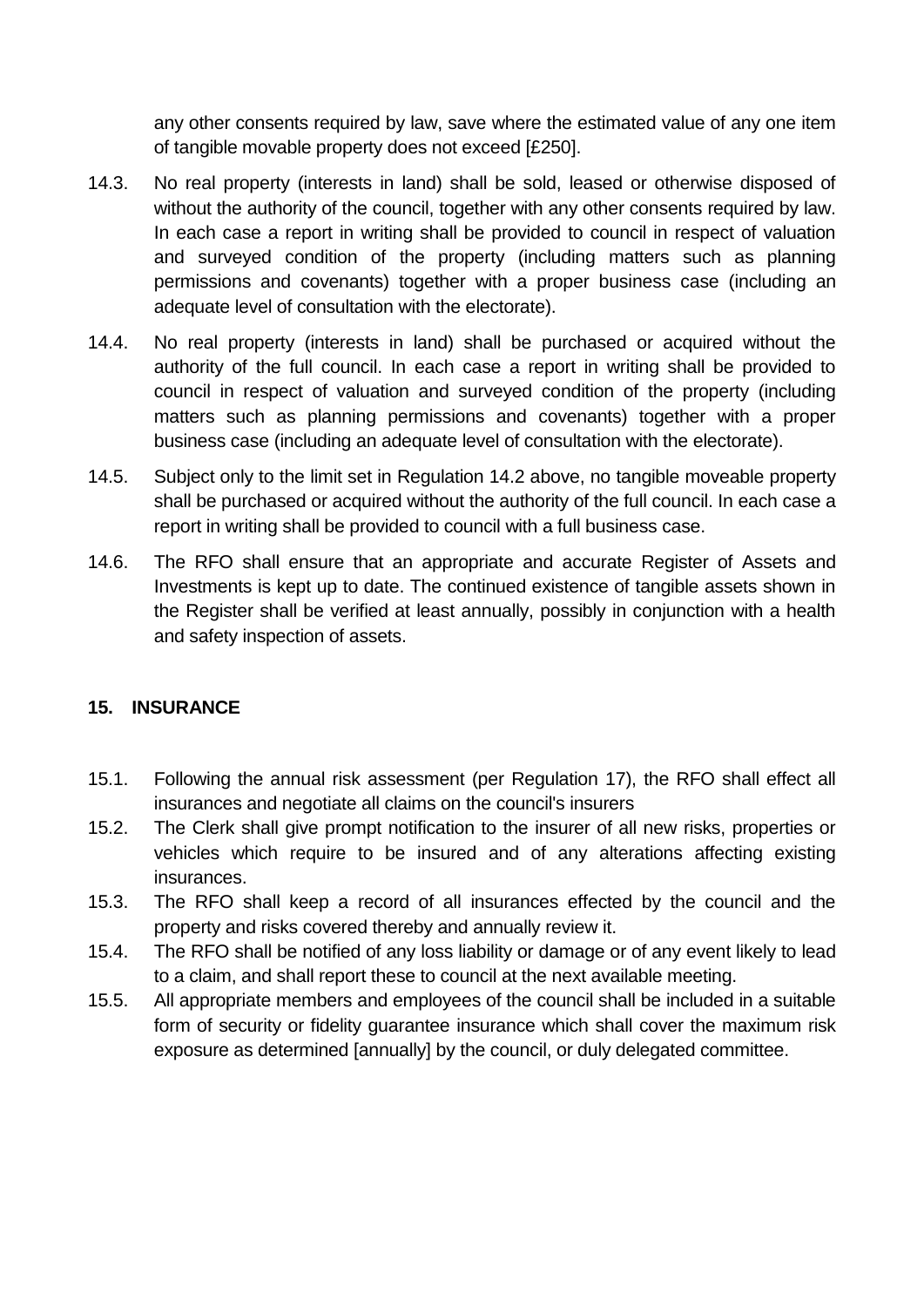any other consents required by law, save where the estimated value of any one item of tangible movable property does not exceed [£250].

14.3. No real property (interests in land) shall be sold, leased or otherwise disposed of without the authority of the council, together with any other consents required by law. In each case a report in writing shall be provided to council in respect of valuation and surveyed condition of the property (including matters such as planning permissions and covenants) together with a proper business case (including an adequate level of consultation with the electorate).

14.4. No real property (interests in land) shall be purchased or acquired without the authority of the full council. In each case a report in writing shall be provided to council in respect of valuation and surveyed condition of the property (including matters such as planning permissions and covenants) together with a proper business case (including an adequate level of consultation with the electorate).

14.5. Subject only to the limit set in Regulation 14.2 above, no tangible moveable property shall be purchased or acquired without the authority of the full council. In each case a report in writing shall be provided to council with a full business case.

14.6. The RFO shall ensure that an appropriate and accurate Register of Assets and Investments is kept up to date. The continued existence of tangible assets shown in the Register shall be verified at least annually, possibly in conjunction with a health and safety inspection of assets.

## 15. INSURANCE

15.1. Following the annual risk assessment (per Regulation 17), the RFO shall effect all insurances and negotiate all claims on the council's insurers

15.2. The Clerk shall give prompt notification to the insurer of all new risks, properties or vehicles which require to be insured and of any alterations affecting existing insurances.

15.3. The RFO shall keep a record of all insurances effected by the council and the property and risks covered thereby and annually review it.

15.4. The RFO shall be notified of any loss liability or damage or of any event likely to lead to a claim, and shall report these to council at the next available meeting.

15.5. All appropriate members and employees of the council shall be included in a suitable form of security or fidelity guarantee insurance which shall cover the maximum risk exposure as determined [annually] by the council, or duly delegated committee.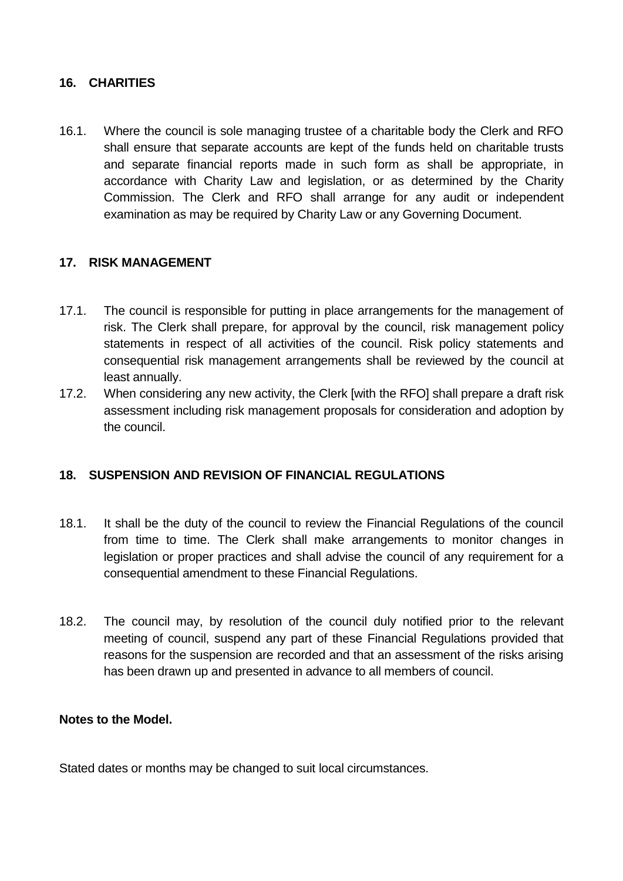## 16. CHARITIES

16.1. Where the council is sole managing trustee of a charitable body the Clerk and RFO shall ensure that separate accounts are kept of the funds held on charitable trusts and separate financial reports made in such form as shall be appropriate, in accordance with Charity Law and legislation, or as determined by the Charity Commission. The Clerk and RFO shall arrange for any audit or independent examination as may be required by Charity Law or any Governing Document.

## 17. RISK MANAGEMENT

17.1. The council is responsible for putting in place arrangements for the management of risk. The Clerk shall prepare, for approval by the council, risk management policy statements in respect of all activities of the council. Risk policy statements and consequential risk management arrangements shall be reviewed by the council at least annually.

17.2. When considering any new activity, the Clerk [with the RFO] shall prepare a draft risk assessment including risk management proposals for consideration and adoption by the council.

## 18. SUSPENSION AND REVISION OF FINANCIAL REGULATIONS

18.1. It shall be the duty of the council to review the Financial Regulations of the council from time to time. The Clerk shall make arrangements to monitor changes in legislation or proper practices and shall advise the council of any requirement for a consequential amendment to these Financial Regulations.

18.2. The council may, by resolution of the council duly notified prior to the relevant meeting of council, suspend any part of these Financial Regulations provided that reasons for the suspension are recorded and that an assessment of the risks arising has been drawn up and presented in advance to all members of council.

**Notes to the Model.**

Stated dates or months may be changed to suit local circumstances.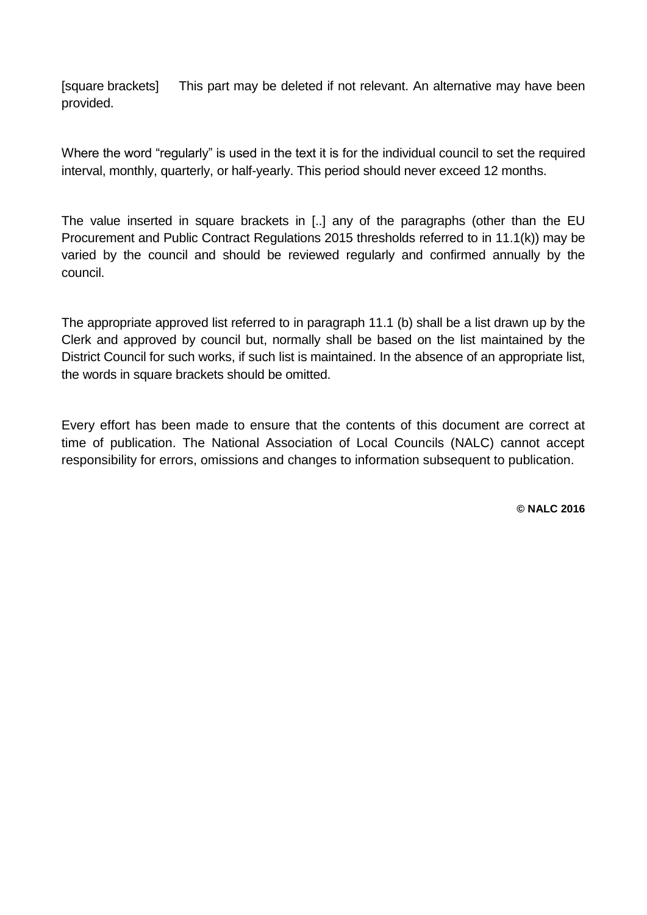[square brackets]    This part may be deleted if not relevant. An alternative may have been provided.

Where the word "regularly" is used in the text it is for the individual council to set the required interval, monthly, quarterly, or half-yearly. This period should never exceed 12 months.

The value inserted in square brackets in [..] any of the paragraphs (other than the EU Procurement and Public Contract Regulations 2015 thresholds referred to in 11.1(k)) may be varied by the council and should be reviewed regularly and confirmed annually by the council.

The appropriate approved list referred to in paragraph 11.1 (b) shall be a list drawn up by the Clerk and approved by council but, normally shall be based on the list maintained by the District Council for such works, if such list is maintained. In the absence of an appropriate list, the words in square brackets should be omitted.

Every effort has been made to ensure that the contents of this document are correct at time of publication. The National Association of Local Councils (NALC) cannot accept responsibility for errors, omissions and changes to information subsequent to publication.

**© NALC 2016**